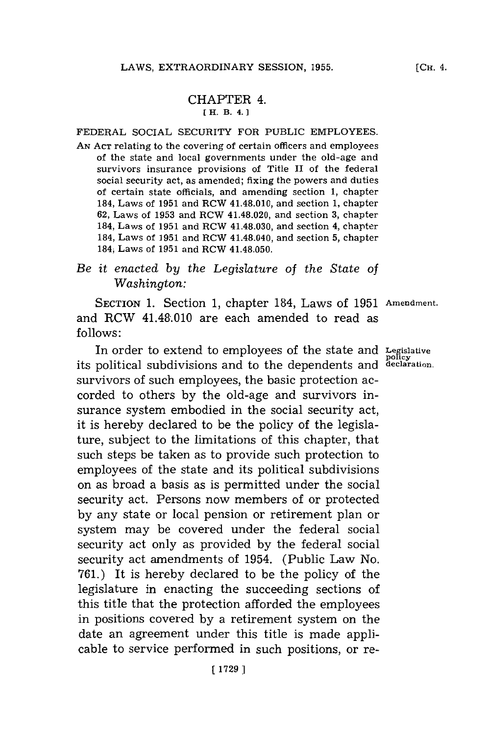# CHAPTER 4.

[H. B. 4.]

## FEDERAL SOCIAL SECURITY FOR PUBLIC EMPLOYEES.

AN ACT relating to the covering of certain officers and employees of the state and local governments under the old-age and survivors insurance provisions of Title II of the federal social security act, as amended; fixing the powers and duties of certain state officials, and amending section 1, chapter 184, Laws of 1951 and RCW 41.48.010, and section 1, chapter 62, Laws of 1953 and RCW 41.48.020, and section 3, chapter 184, Laws of 1951 and RCW 41.48.030, and section 4, chapter 184, Laws of 1951 and RCW 41.48.040, and section 5, chapter 184, Laws of 1951 and RCW 41.48.050.

*Be it enacted by the Legislature of the State of Washington:*

SECTION 1. Section 1, chapter 184, Laws of 1951 and RCW 41.48.010 are each amended to read as follows: *Amendment.*

In order to extend to employees of the state and its political subdivisions and to the dependents and survivors of such employees, the basic protection accorded to others by the old-age and survivors insurance system embodied in the social security act, it is hereby declared to be the policy of the legislature, subject to the limitations of this chapter, that such steps be taken as to provide such protection to employees of the state and its political subdivisions on as broad a basis as is permitted under the social security act. Persons now members of or protected by any state or local pension or retirement plan or system may be covered under the federal social security act only as provided by the federal social security act amendments of 1954. (Public Law No. 761.) It is hereby declared to be the policy of the legislature in enacting the succeeding sections of this title that the protection afforded the employees in positions covered by a retirement system on the date an agreement under this title is made applicable to service performed in such positions, or re- *Legislative policy declaration.*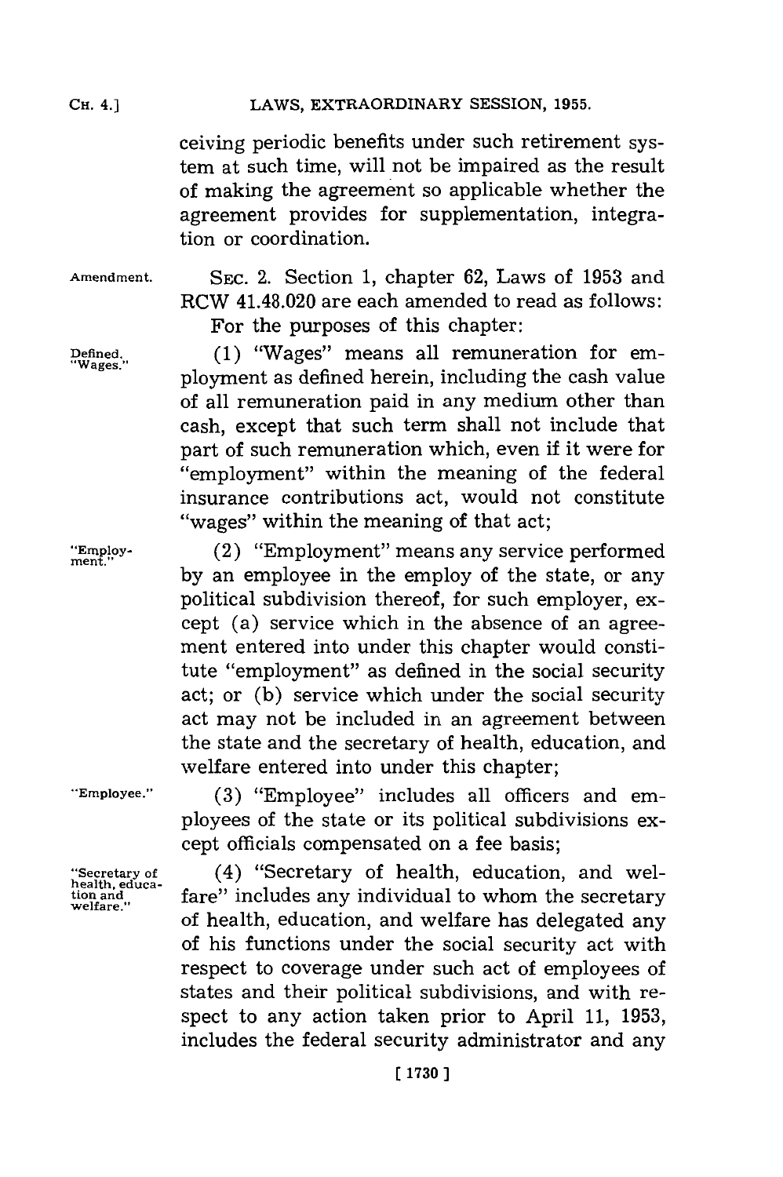ceiving periodic benefits under such retirement system at such time, will not be impaired as the result of making the agreement so applicable whether the agreement provides for supplementation, integration or coordination.

Amendment. SEC. 2. Section 1, chapter 62, Laws of 1953 and RCW 41.48.020 are each amended to read as follows:

For the purposes of this chapter:

Defined. "Wages." (1) "Wages" means all remuneration for employment as defined herein, including the cash value of all remuneration paid in any medium other than cash, except that such term shall not include that part of such remuneration which, even if it were for "employment" within the meaning of the federal insurance contributions act, would not constitute "wages" within the meaning of that act;

"Employment." (2) "Employment" means any service performed by an employee in the employ of the state, or any political subdivision thereof, for such employer, except (a) service which in the absence of an agreement entered into under this chapter would constitute "employment" as defined in the social security act; or (b) service which under the social security act may not be included in an agreement between the state and the secretary of health, education, and welfare entered into under this chapter;

"Employee." (3) "Employee" includes all officers and employees of the state or its political subdivisions except officials compensated on a fee basis;

"Secretary of health, education and welfare." (4) "Secretary of health, education, and welfare" includes any individual to whom the secretary of health, education, and welfare has delegated any of his functions under the social security act with respect to coverage under such act of employees of states and their political subdivisions, and with respect to any action taken prior to April 11, 1953, includes the federal security administrator and any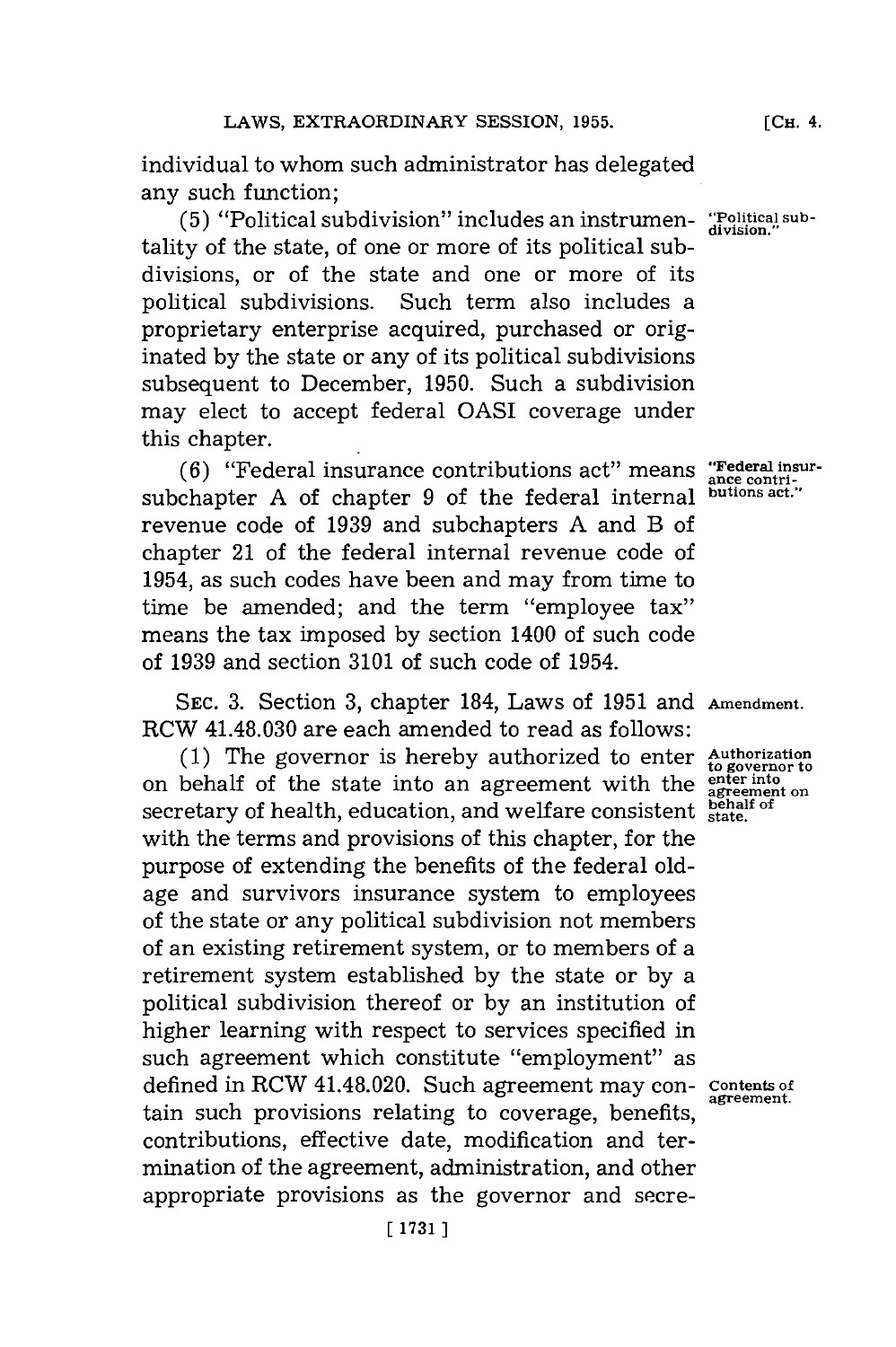individual to whom such administrator has delegated any such function;

(5) "Political subdivision" includes an instrumentality of the state, of one or more of its political subdivisions, or of the state and one or more of its political subdivisions. Such term also includes a proprietary enterprise acquired, purchased or originated by the state or any of its political subdivisions subsequent to December, 1950. Such a subdivision may elect to accept federal OASI coverage under this chapter.

"Political subdivision."

(6) "Federal insurance contributions act" means subchapter A of chapter 9 of the federal internal revenue code of 1939 and subchapters A and B of chapter 21 of the federal internal revenue code of 1954, as such codes have been and may from time to time be amended; and the term "employee tax" means the tax imposed by section 1400 of such code of 1939 and section 3101 of such code of 1954.

"Federal insurance contributions act."

SEC. 3. Section 3, chapter 184, Laws of 1951 and RCW 41.48.030 are each amended to read as follows:

Amendment.

(1) The governor is hereby authorized to enter on behalf of the state into an agreement with the secretary of health, education, and welfare consistent with the terms and provisions of this chapter, for the purpose of extending the benefits of the federal old-age and survivors insurance system to employees of the state or any political subdivision not members of an existing retirement system, or to members of a retirement system established by the state or by a political subdivision thereof or by an institution of higher learning with respect to services specified in such agreement which constitute "employment" as defined in RCW 41.48.020. Such agreement may contain such provisions relating to coverage, benefits, contributions, effective date, modification and termination of the agreement, administration, and other appropriate provisions as the governor and secre-

Authorization to governor to enter into agreement on behalf of state.

Contents of agreement.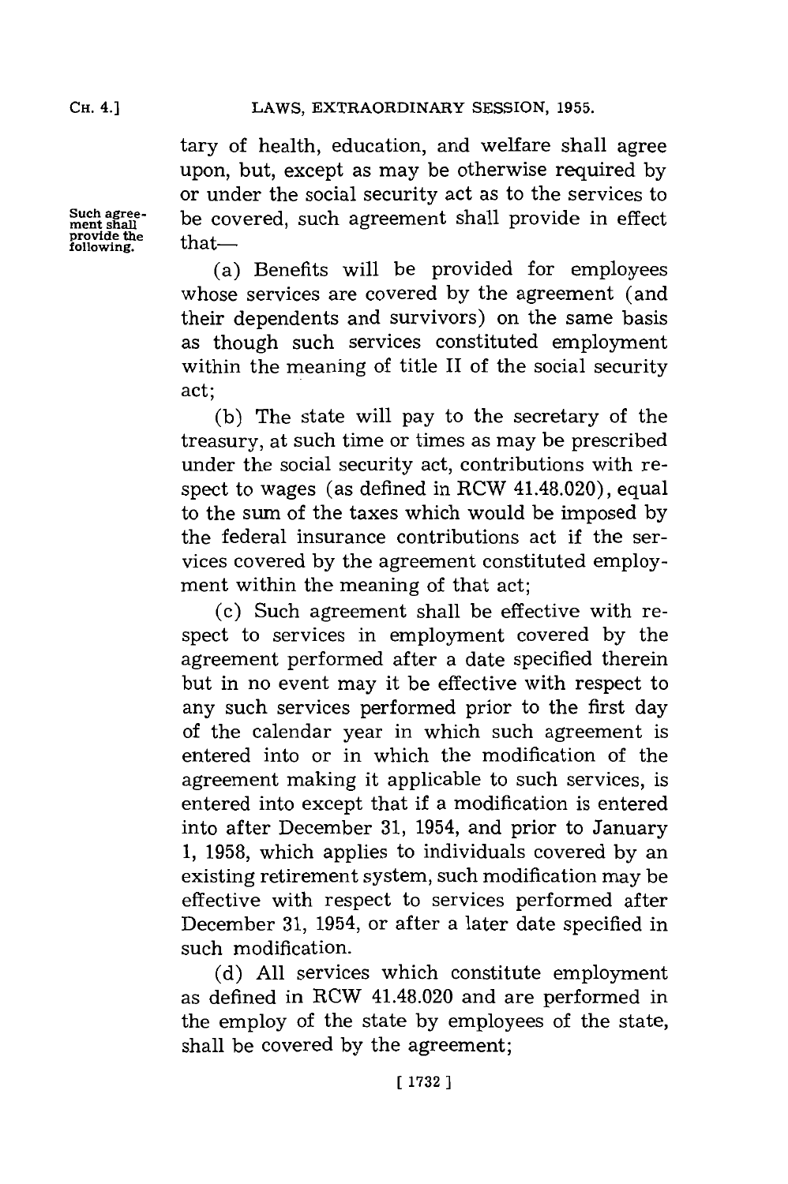tary of health, education, and welfare shall agree upon, but, except as may be otherwise required by or under the social security act as to the services to be covered, such agreement shall provide in effect that—

*Such agreement shall provide the following.*

(a) Benefits will be provided for employees whose services are covered by the agreement (and their dependents and survivors) on the same basis as though such services constituted employment within the meaning of title II of the social security act;

(b) The state will pay to the secretary of the treasury, at such time or times as may be prescribed under the social security act, contributions with respect to wages (as defined in RCW 41.48.020), equal to the sum of the taxes which would be imposed by the federal insurance contributions act if the services covered by the agreement constituted employment within the meaning of that act;

(c) Such agreement shall be effective with respect to services in employment covered by the agreement performed after a date specified therein but in no event may it be effective with respect to any such services performed prior to the first day of the calendar year in which such agreement is entered into or in which the modification of the agreement making it applicable to such services, is entered into except that if a modification is entered into after December 31, 1954, and prior to January 1, 1958, which applies to individuals covered by an existing retirement system, such modification may be effective with respect to services performed after December 31, 1954, or after a later date specified in such modification.

(d) All services which constitute employment as defined in RCW 41.48.020 and are performed in the employ of the state by employees of the state, shall be covered by the agreement;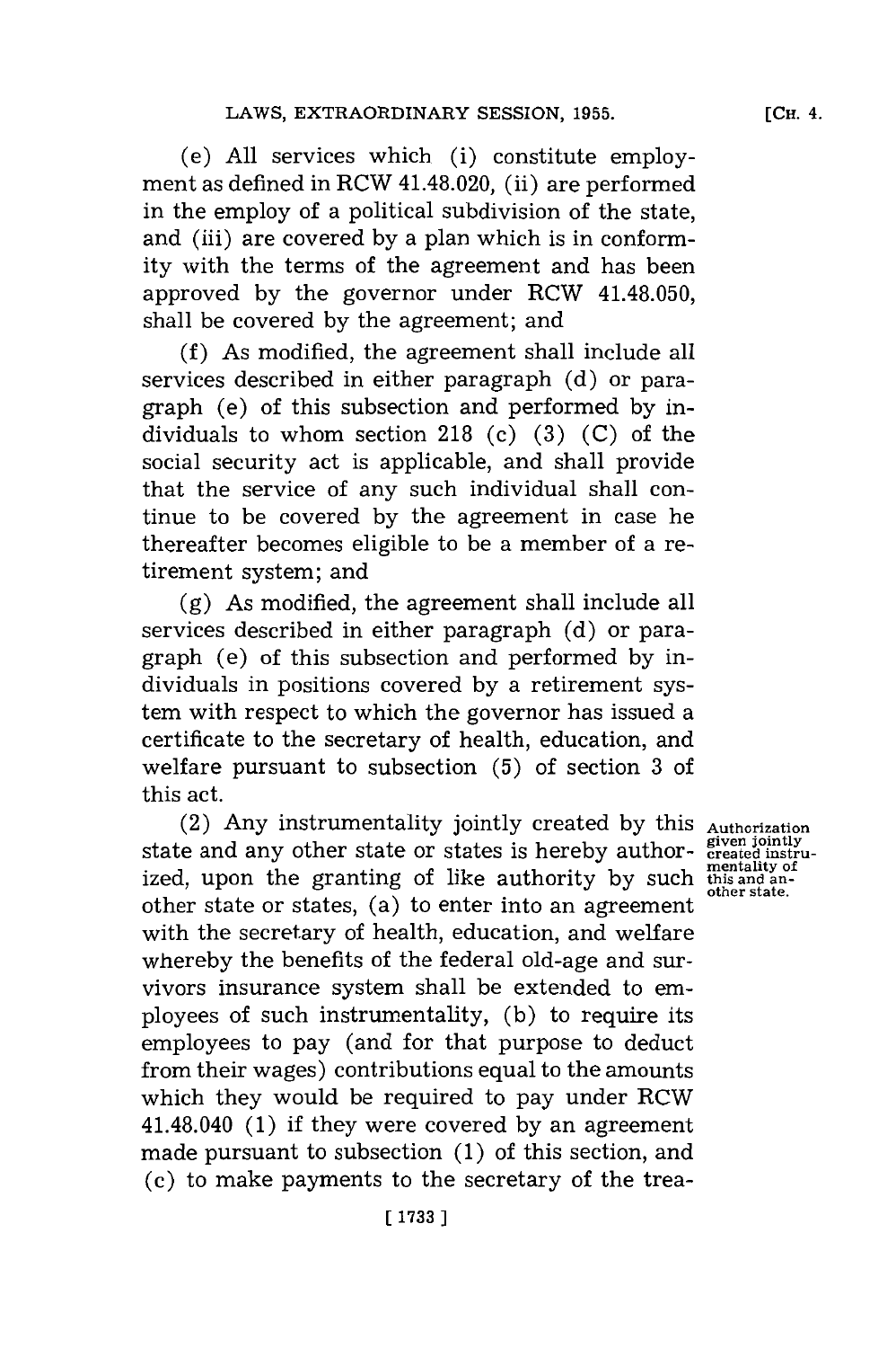(e) All services which (i) constitute employment as defined in RCW 41.48.020, (ii) are performed in the employ of a political subdivision of the state, and (iii) are covered by a plan which is in conformity with the terms of the agreement and has been approved by the governor under RCW 41.48.050, shall be covered by the agreement; and

(f) As modified, the agreement shall include all services described in either paragraph (d) or paragraph (e) of this subsection and performed by individuals to whom section 218 (c) (3) (C) of the social security act is applicable, and shall provide that the service of any such individual shall continue to be covered by the agreement in case he thereafter becomes eligible to be a member of a retirement system; and

(g) As modified, the agreement shall include all services described in either paragraph (d) or paragraph (e) of this subsection and performed by individuals in positions covered by a retirement system with respect to which the governor has issued a certificate to the secretary of health, education, and welfare pursuant to subsection (5) of section 3 of this act.

Authorization given jointly created instrumentality of this and another state.

(2) Any instrumentality jointly created by this state and any other state or states is hereby authorized, upon the granting of like authority by such other state or states, (a) to enter into an agreement with the secretary of health, education, and welfare whereby the benefits of the federal old-age and survivors insurance system shall be extended to employees of such instrumentality, (b) to require its employees to pay (and for that purpose to deduct from their wages) contributions equal to the amounts which they would be required to pay under RCW 41.48.040 (1) if they were covered by an agreement made pursuant to subsection (1) of this section, and (c) to make payments to the secretary of the trea-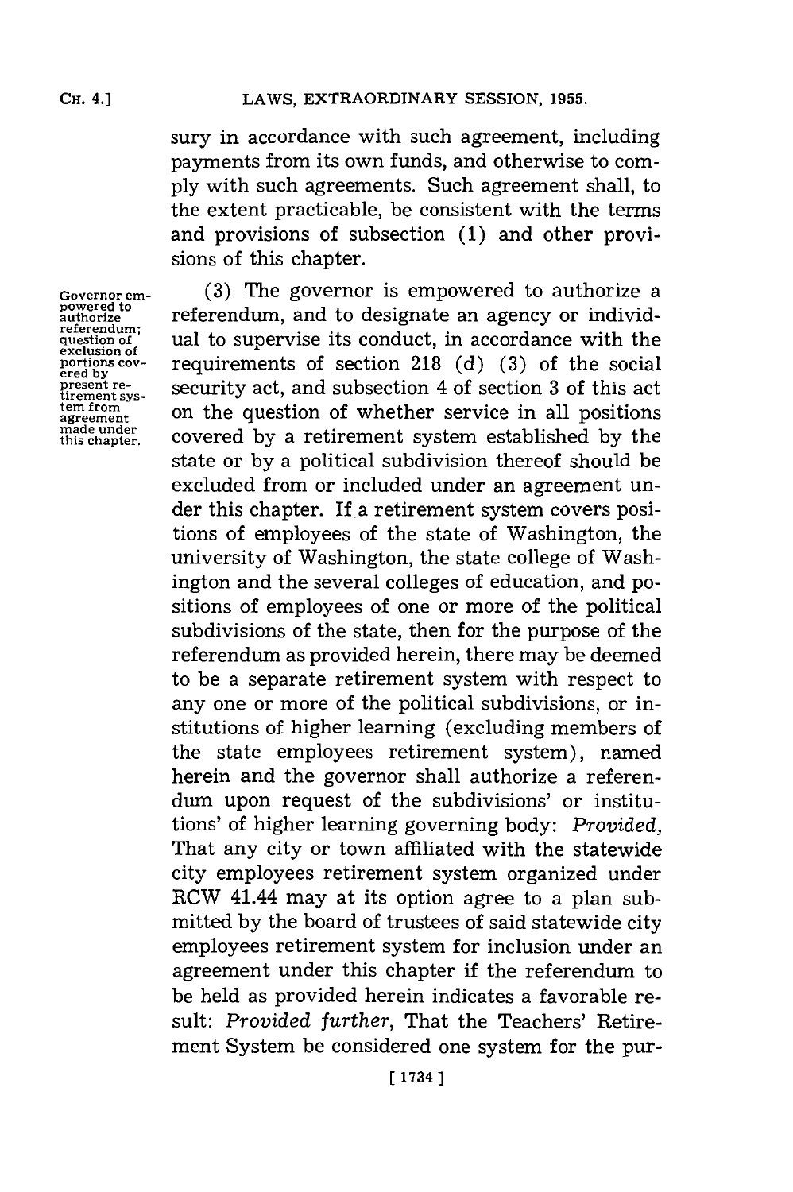sury in accordance with such agreement, including payments from its own funds, and otherwise to comply with such agreements. Such agreement shall, to the extent practicable, be consistent with the terms and provisions of subsection (1) and other provisions of this chapter.

Governor empowered to authorize referendum; question of exclusion of portions covered by present retirement system from agreement made under this chapter.

(3) The governor is empowered to authorize a referendum, and to designate an agency or individual to supervise its conduct, in accordance with the requirements of section 218 (d) (3) of the social security act, and subsection 4 of section 3 of this act on the question of whether service in all positions covered by a retirement system established by the state or by a political subdivision thereof should be excluded from or included under an agreement under this chapter. If a retirement system covers positions of employees of the state of Washington, the university of Washington, the state college of Washington and the several colleges of education, and positions of employees of one or more of the political subdivisions of the state, then for the purpose of the referendum as provided herein, there may be deemed to be a separate retirement system with respect to any one or more of the political subdivisions, or institutions of higher learning (excluding members of the state employees retirement system), named herein and the governor shall authorize a referendum upon request of the subdivisions' or institutions' of higher learning governing body: *Provided,* That any city or town affiliated with the statewide city employees retirement system organized under RCW 41.44 may at its option agree to a plan submitted by the board of trustees of said statewide city employees retirement system for inclusion under an agreement under this chapter if the referendum to be held as provided herein indicates a favorable result: *Provided further,* That the Teachers' Retirement System be considered one system for the pur-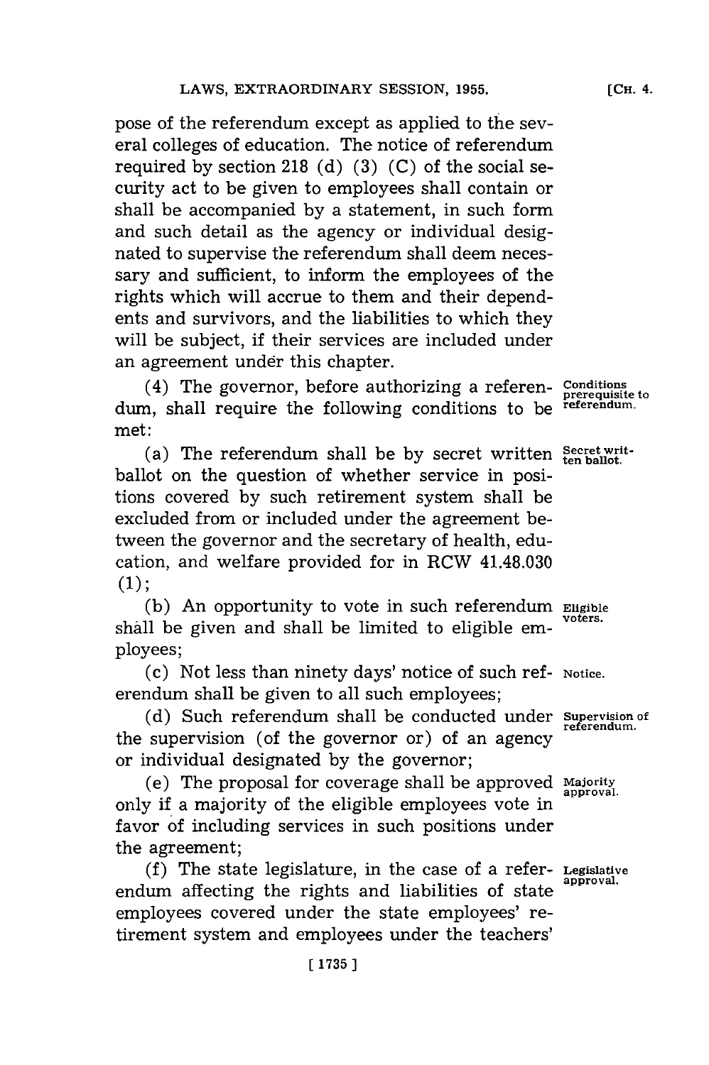pose of the referendum except as applied to the several colleges of education. The notice of referendum required by section 218 (d) (3) (C) of the social security act to be given to employees shall contain or shall be accompanied by a statement, in such form and such detail as the agency or individual designated to supervise the referendum shall deem necessary and sufficient, to inform the employees of the rights which will accrue to them and their dependents and survivors, and the liabilities to which they will be subject, if their services are included under an agreement under this chapter.

(4) The governor, before authorizing a referendum, shall require the following conditions to be met:

Conditions prerequisite to referendum.

(a) The referendum shall be by secret written ballot on the question of whether service in positions covered by such retirement system shall be excluded from or included under the agreement between the governor and the secretary of health, education, and welfare provided for in RCW 41.48.030 (1);

Secret written ballot.

(b) An opportunity to vote in such referendum shall be given and shall be limited to eligible employees;

Eligible voters.

(c) Not less than ninety days' notice of such referendum shall be given to all such employees;

Notice.

(d) Such referendum shall be conducted under the supervision (of the governor or) of an agency or individual designated by the governor;

Supervision of referendum.

(e) The proposal for coverage shall be approved only if a majority of the eligible employees vote in favor of including services in such positions under the agreement;

Majority approval.

(f) The state legislature, in the case of a referendum affecting the rights and liabilities of state employees covered under the state employees' retirement system and employees under the teachers'

Legislative approval.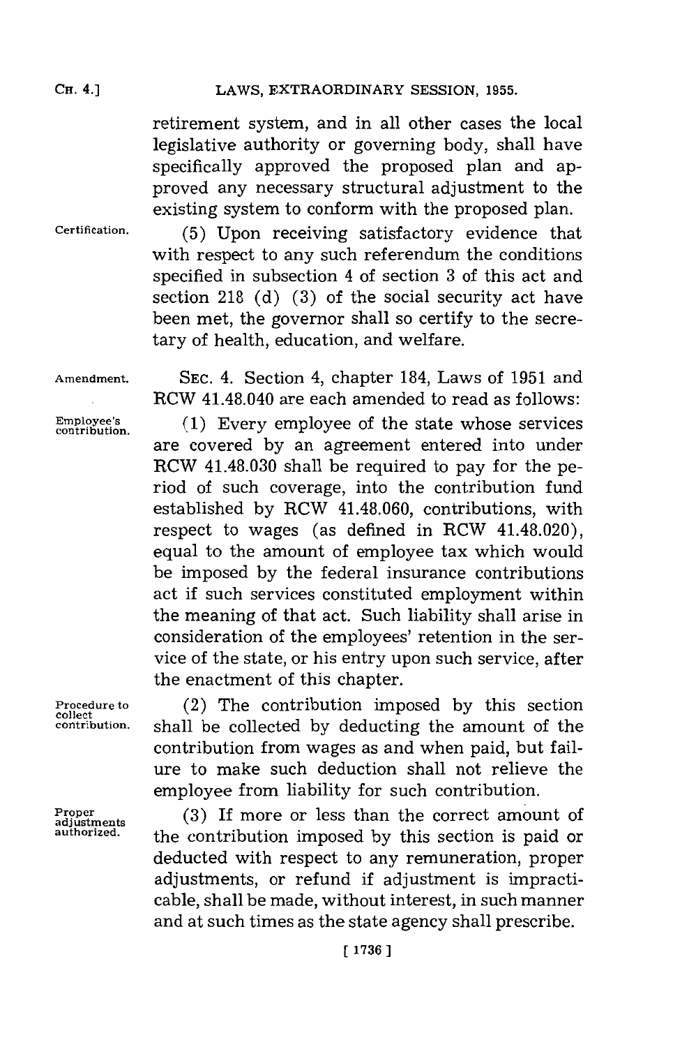retirement system, and in all other cases the local legislative authority or governing body, shall have specifically approved the proposed plan and approved any necessary structural adjustment to the existing system to conform with the proposed plan.

Certification. (5) Upon receiving satisfactory evidence that with respect to any such referendum the conditions specified in subsection 4 of section 3 of this act and section 218 (d) (3) of the social security act have been met, the governor shall so certify to the secretary of health, education, and welfare.

Amendment. SEC. 4. Section 4, chapter 184, Laws of 1951 and RCW 41.48.040 are each amended to read as follows:

Employee's contribution. (1) Every employee of the state whose services are covered by an agreement entered into under RCW 41.48.030 shall be required to pay for the period of such coverage, into the contribution fund established by RCW 41.48.060, contributions, with respect to wages (as defined in RCW 41.48.020), equal to the amount of employee tax which would be imposed by the federal insurance contributions act if such services constituted employment within the meaning of that act. Such liability shall arise in consideration of the employees' retention in the service of the state, or his entry upon such service, after the enactment of this chapter.

Procedure to collect contribution. (2) The contribution imposed by this section shall be collected by deducting the amount of the contribution from wages as and when paid, but failure to make such deduction shall not relieve the employee from liability for such contribution.

Proper adjustments authorized. (3) If more or less than the correct amount of the contribution imposed by this section is paid or deducted with respect to any remuneration, proper adjustments, or refund if adjustment is impracticable, shall be made, without interest, in such manner and at such times as the state agency shall prescribe.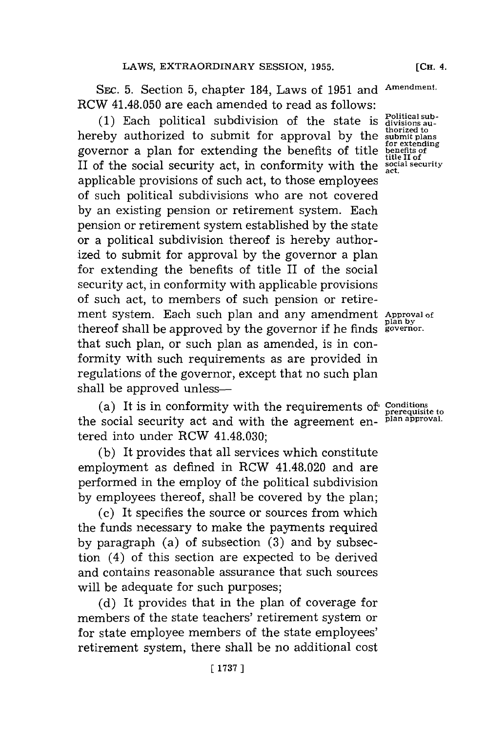SEC. 5. Section 5, chapter 184, Laws of 1951 and RCW 41.48.050 are each amended to read as follows:

Amendment.

(1) Each political subdivision of the state is hereby authorized to submit for approval by the governor a plan for extending the benefits of title II of the social security act, in conformity with the applicable provisions of such act, to those employees of such political subdivisions who are not covered by an existing pension or retirement system. Each pension or retirement system established by the state or a political subdivision thereof is hereby authorized to submit for approval by the governor a plan for extending the benefits of title II of the social security act, in conformity with applicable provisions of such act, to members of such pension or retirement system. Each such plan and any amendment thereof shall be approved by the governor if he finds that such plan, or such plan as amended, is in conformity with such requirements as are provided in regulations of the governor, except that no such plan shall be approved unless—

Political subdivisions authorized to submit plans for extending benefits of title II of social security act.

Approval of plan by governor.

(a) It is in conformity with the requirements of the social security act and with the agreement entered into under RCW 41.48.030;

Conditions prerequisite to plan approval.

(b) It provides that all services which constitute employment as defined in RCW 41.48.020 and are performed in the employ of the political subdivision by employees thereof, shall be covered by the plan;

(c) It specifies the source or sources from which the funds necessary to make the payments required by paragraph (a) of subsection (3) and by subsection (4) of this section are expected to be derived and contains reasonable assurance that such sources will be adequate for such purposes;

(d) It provides that in the plan of coverage for members of the state teachers' retirement system or for state employee members of the state employees' retirement system, there shall be no additional cost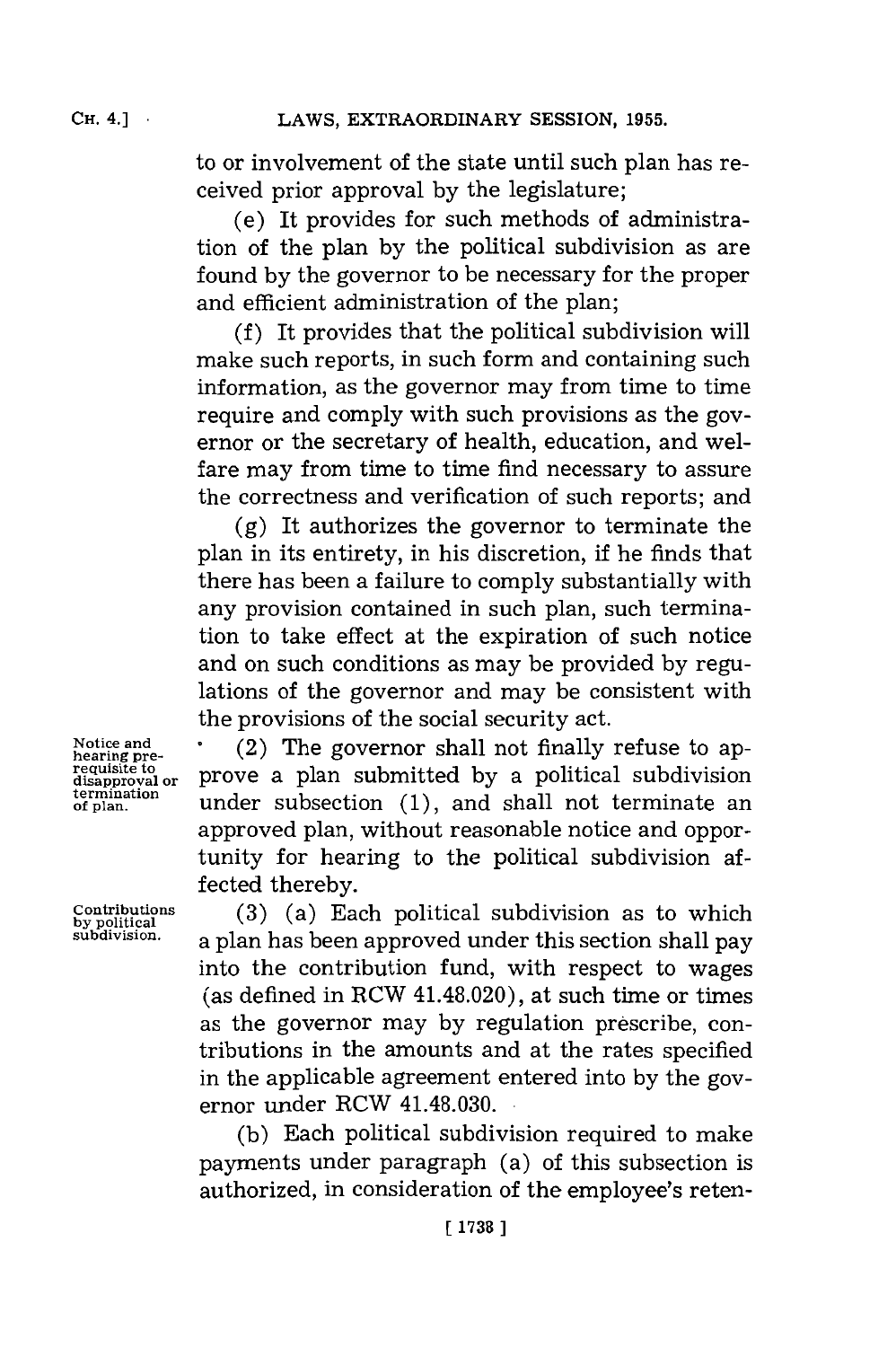to or involvement of the state until such plan has received prior approval by the legislature;

(e) It provides for such methods of administration of the plan by the political subdivision as are found by the governor to be necessary for the proper and efficient administration of the plan;

(f) It provides that the political subdivision will make such reports, in such form and containing such information, as the governor may from time to time require and comply with such provisions as the governor or the secretary of health, education, and welfare may from time to time find necessary to assure the correctness and verification of such reports; and

(g) It authorizes the governor to terminate the plan in its entirety, in his discretion, if he finds that there has been a failure to comply substantially with any provision contained in such plan, such termination to take effect at the expiration of such notice and on such conditions as may be provided by regulations of the governor and may be consistent with the provisions of the social security act.

Notice and hearing prerequisite to disapproval or termination of plan.

(2) The governor shall not finally refuse to approve a plan submitted by a political subdivision under subsection (1), and shall not terminate an approved plan, without reasonable notice and opportunity for hearing to the political subdivision affected thereby.

Contributions by political subdivision.

(3) (a) Each political subdivision as to which a plan has been approved under this section shall pay into the contribution fund, with respect to wages (as defined in RCW 41.48.020), at such time or times as the governor may by regulation prescribe, contributions in the amounts and at the rates specified in the applicable agreement entered into by the governor under RCW 41.48.030.

(b) Each political subdivision required to make payments under paragraph (a) of this subsection is authorized, in consideration of the employee's reten-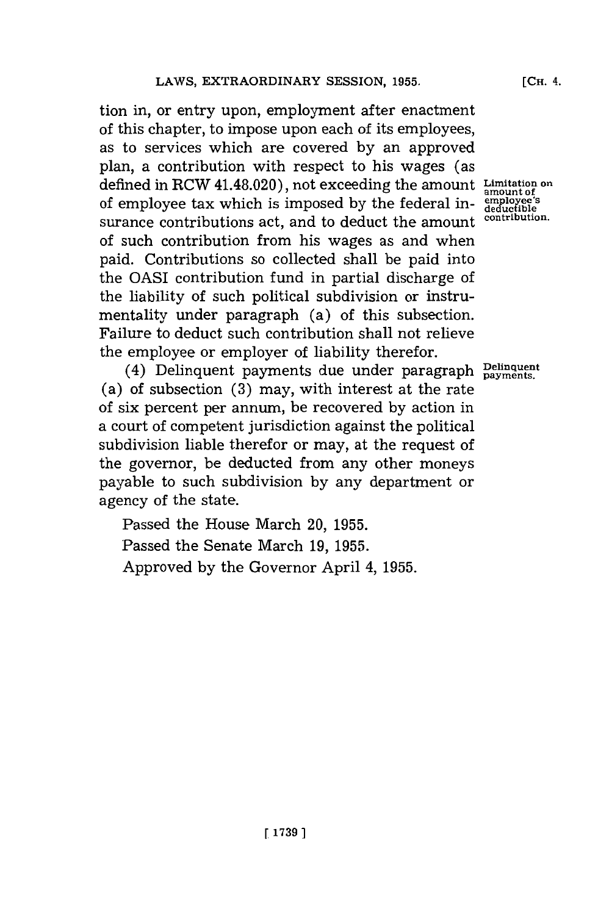tion in, or entry upon, employment after enactment of this chapter, to impose upon each of its employees, as to services which are covered by an approved plan, a contribution with respect to his wages (as defined in RCW 41.48.020), not exceeding the amount of employee tax which is imposed by the federal insurance contributions act, and to deduct the amount of such contribution from his wages as and when paid. Contributions so collected shall be paid into the OASI contribution fund in partial discharge of the liability of such political subdivision or instrumentality under paragraph (a) of this subsection. Failure to deduct such contribution shall not relieve the employee or employer of liability therefor.

Limitation on amount of employee's deductible contribution.

(4) Delinquent payments due under paragraph (a) of subsection (3) may, with interest at the rate of six percent per annum, be recovered by action in a court of competent jurisdiction against the political subdivision liable therefor or may, at the request of the governor, be deducted from any other moneys payable to such subdivision by any department or agency of the state.

Delinquent payments.

Passed the House March 20, 1955.

Passed the Senate March 19, 1955.

Approved by the Governor April 4, 1955.